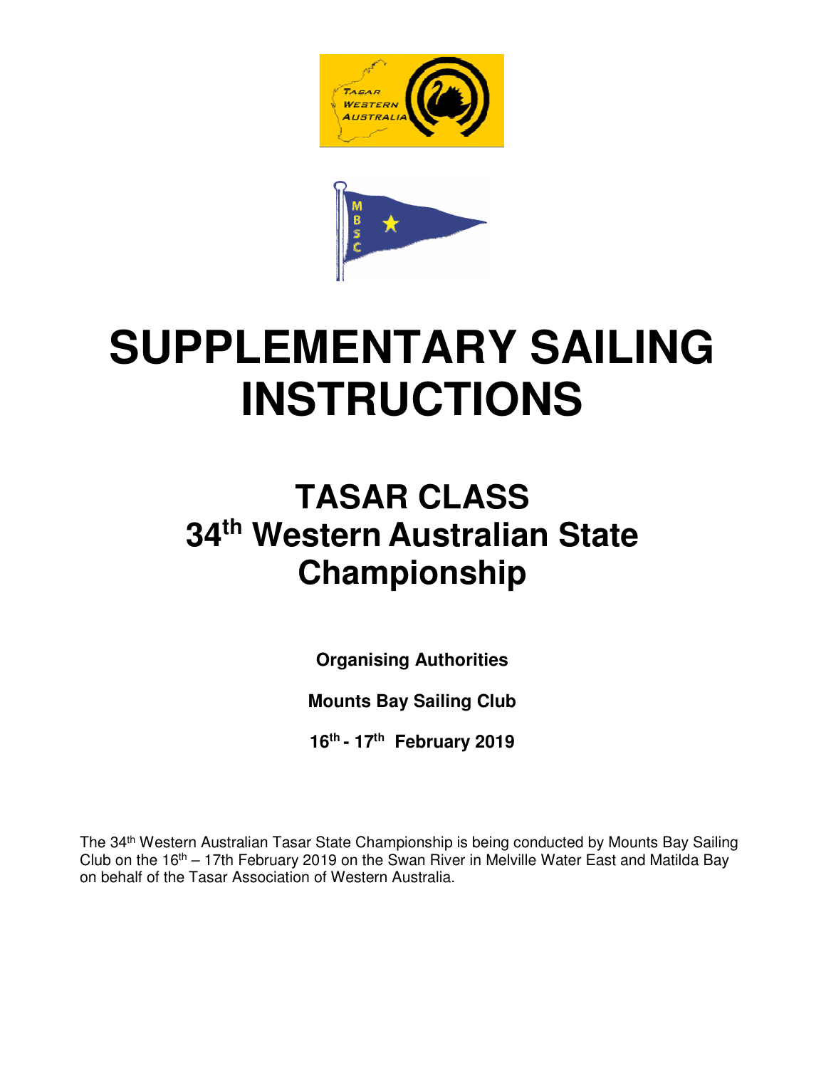# SUPPLEMENTARY SAILING INSTRUCTIONS

## TASAR CLASS
## 34th Western Australian State Championship

**Organising Authorities**

**Mounts Bay Sailing Club**

**16th - 17th February 2019**

The 34th Western Australian Tasar State Championship is being conducted by Mounts Bay Sailing Club on the 16th – 17th February 2019 on the Swan River in Melville Water East and Matilda Bay on behalf of the Tasar Association of Western Australia.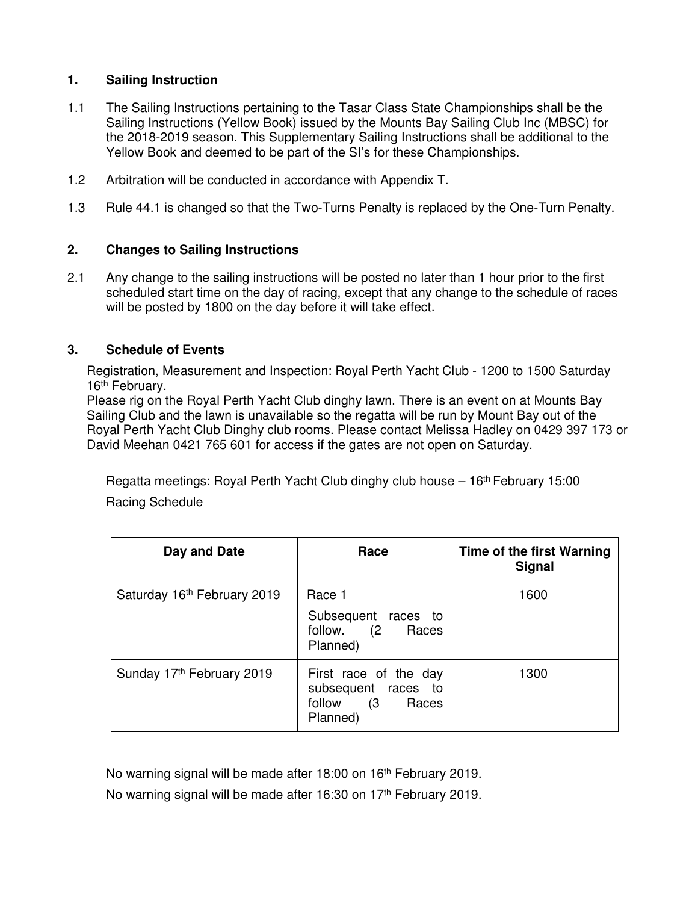## 1. Sailing Instruction

1.1 The Sailing Instructions pertaining to the Tasar Class State Championships shall be the Sailing Instructions (Yellow Book) issued by the Mounts Bay Sailing Club Inc (MBSC) for the 2018-2019 season. This Supplementary Sailing Instructions shall be additional to the Yellow Book and deemed to be part of the SI's for these Championships.

1.2 Arbitration will be conducted in accordance with Appendix T.

1.3 Rule 44.1 is changed so that the Two-Turns Penalty is replaced by the One-Turn Penalty.

## 2. Changes to Sailing Instructions

2.1 Any change to the sailing instructions will be posted no later than 1 hour prior to the first scheduled start time on the day of racing, except that any change to the schedule of races will be posted by 1800 on the day before it will take effect.

## 3. Schedule of Events

Registration, Measurement and Inspection: Royal Perth Yacht Club - 1200 to 1500 Saturday 16th February.
Please rig on the Royal Perth Yacht Club dinghy lawn. There is an event on at Mounts Bay Sailing Club and the lawn is unavailable so the regatta will be run by Mount Bay out of the Royal Perth Yacht Club Dinghy club rooms. Please contact Melissa Hadley on 0429 397 173 or David Meehan 0421 765 601 for access if the gates are not open on Saturday.

Regatta meetings: Royal Perth Yacht Club dinghy club house – 16th February 15:00

Racing Schedule

| Day and Date | Race | Time of the first Warning Signal |
|---|---|---|
| Saturday 16th February 2019 | Race 1<br>Subsequent races to follow. (2 Races Planned) | 1600 |
| Sunday 17th February 2019 | First race of the day subsequent races to follow (3 Races Planned) | 1300 |

No warning signal will be made after 18:00 on 16th February 2019.

No warning signal will be made after 16:30 on 17th February 2019.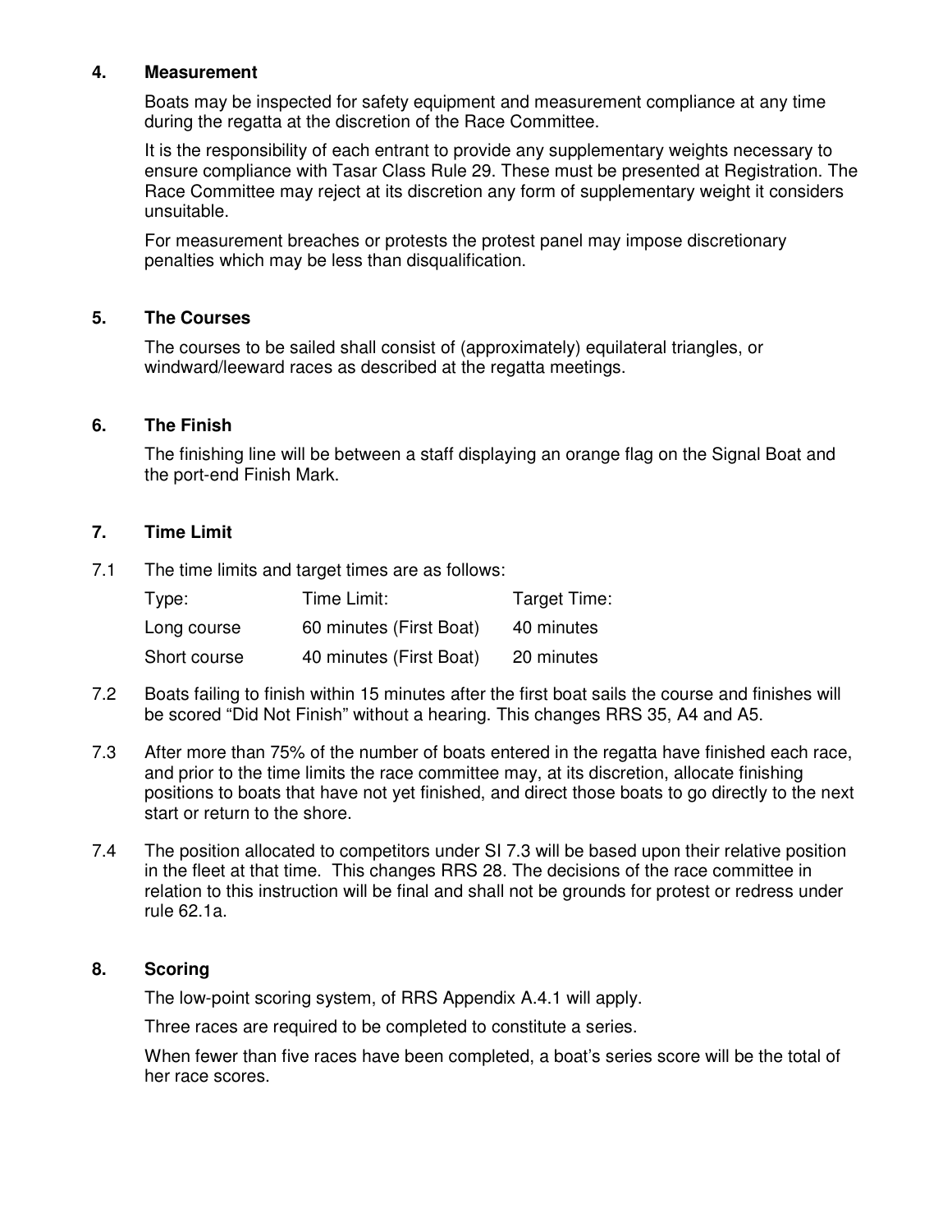## 4. Measurement

Boats may be inspected for safety equipment and measurement compliance at any time during the regatta at the discretion of the Race Committee.

It is the responsibility of each entrant to provide any supplementary weights necessary to ensure compliance with Tasar Class Rule 29. These must be presented at Registration. The Race Committee may reject at its discretion any form of supplementary weight it considers unsuitable.

For measurement breaches or protests the protest panel may impose discretionary penalties which may be less than disqualification.

## 5. The Courses

The courses to be sailed shall consist of (approximately) equilateral triangles, or windward/leeward races as described at the regatta meetings.

## 6. The Finish

The finishing line will be between a staff displaying an orange flag on the Signal Boat and the port-end Finish Mark.

## 7. Time Limit

7.1 The time limits and target times are as follows:

| Type: | Time Limit: | Target Time: |
|---|---|---|
| Long course | 60 minutes (First Boat) | 40 minutes |
| Short course | 40 minutes (First Boat) | 20 minutes |

7.2 Boats failing to finish within 15 minutes after the first boat sails the course and finishes will be scored "Did Not Finish" without a hearing. This changes RRS 35, A4 and A5.

7.3 After more than 75% of the number of boats entered in the regatta have finished each race, and prior to the time limits the race committee may, at its discretion, allocate finishing positions to boats that have not yet finished, and direct those boats to go directly to the next start or return to the shore.

7.4 The position allocated to competitors under SI 7.3 will be based upon their relative position in the fleet at that time. This changes RRS 28. The decisions of the race committee in relation to this instruction will be final and shall not be grounds for protest or redress under rule 62.1a.

## 8. Scoring

The low-point scoring system, of RRS Appendix A.4.1 will apply.

Three races are required to be completed to constitute a series.

When fewer than five races have been completed, a boat's series score will be the total of her race scores.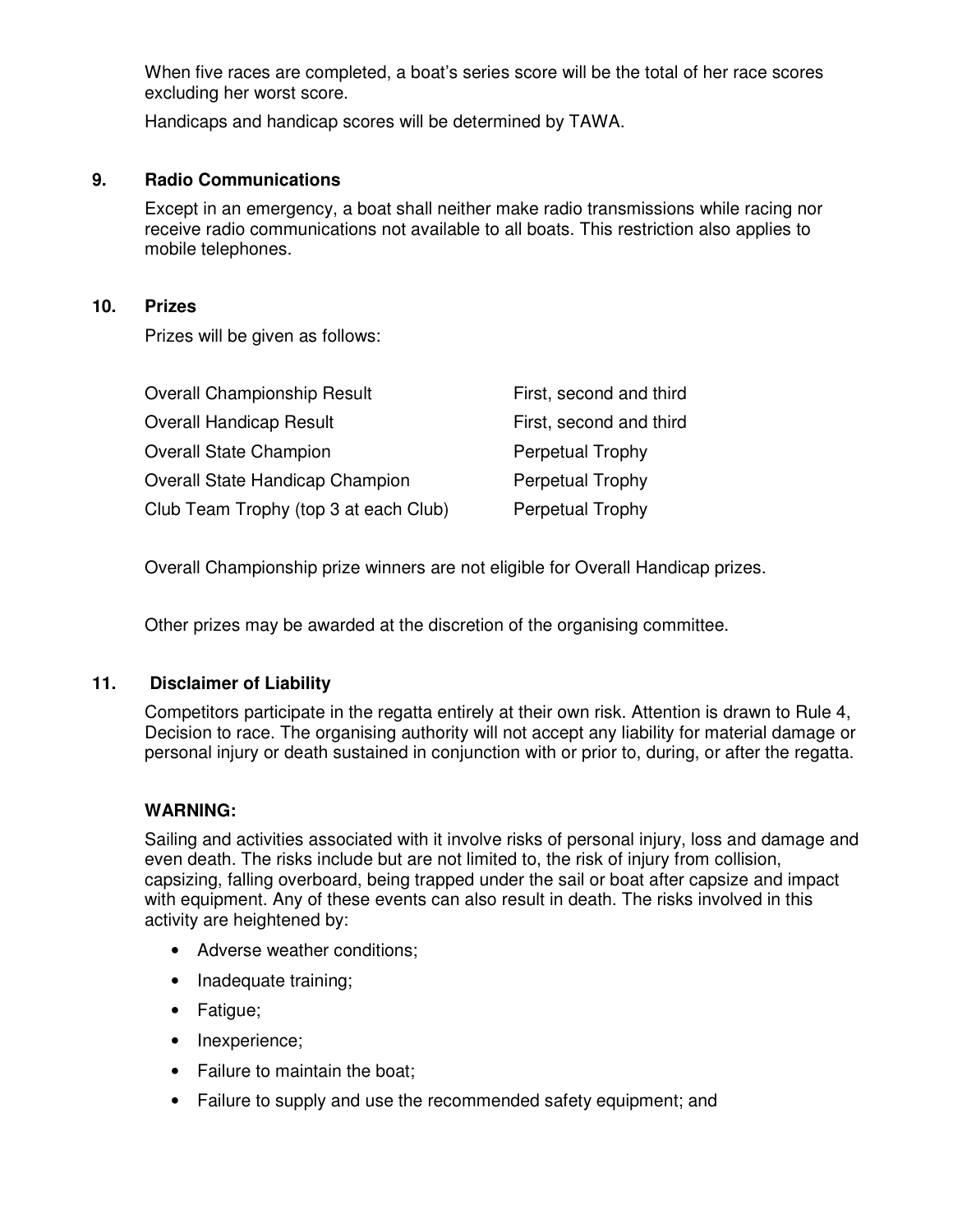When five races are completed, a boat's series score will be the total of her race scores excluding her worst score.

Handicaps and handicap scores will be determined by TAWA.

## 9. Radio Communications

Except in an emergency, a boat shall neither make radio transmissions while racing nor receive radio communications not available to all boats. This restriction also applies to mobile telephones.

## 10. Prizes

Prizes will be given as follows:

| | |
|---|---|
| Overall Championship Result | First, second and third |
| Overall Handicap Result | First, second and third |
| Overall State Champion | Perpetual Trophy |
| Overall State Handicap Champion | Perpetual Trophy |
| Club Team Trophy (top 3 at each Club) | Perpetual Trophy |

Overall Championship prize winners are not eligible for Overall Handicap prizes.

Other prizes may be awarded at the discretion of the organising committee.

## 11. Disclaimer of Liability

Competitors participate in the regatta entirely at their own risk. Attention is drawn to Rule 4, Decision to race. The organising authority will not accept any liability for material damage or personal injury or death sustained in conjunction with or prior to, during, or after the regatta.

**WARNING:**

Sailing and activities associated with it involve risks of personal injury, loss and damage and even death. The risks include but are not limited to, the risk of injury from collision, capsizing, falling overboard, being trapped under the sail or boat after capsize and impact with equipment. Any of these events can also result in death. The risks involved in this activity are heightened by:

- Adverse weather conditions;
- Inadequate training;
- Fatigue;
- Inexperience;
- Failure to maintain the boat;
- Failure to supply and use the recommended safety equipment; and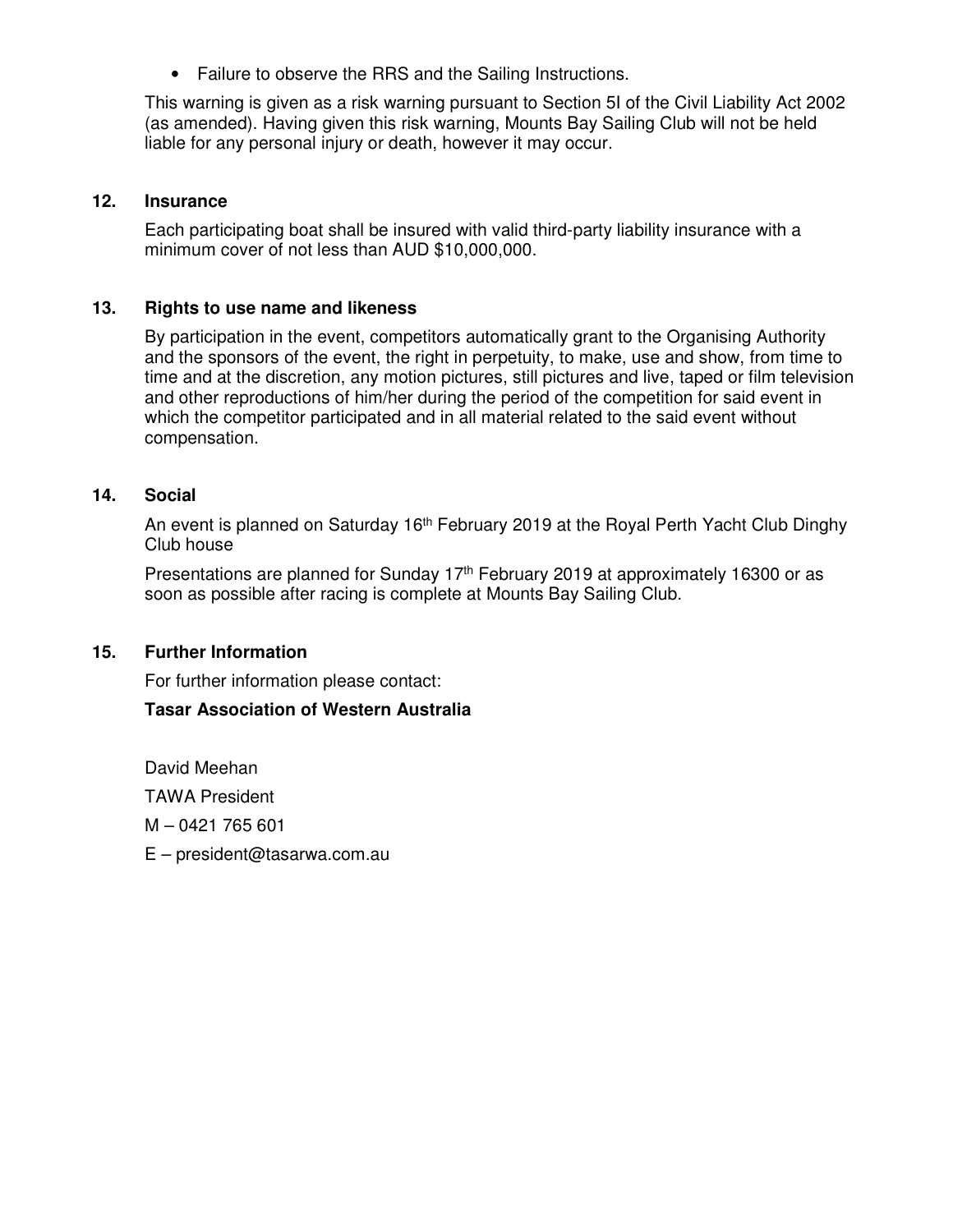- Failure to observe the RRS and the Sailing Instructions.

This warning is given as a risk warning pursuant to Section 5I of the Civil Liability Act 2002 (as amended). Having given this risk warning, Mounts Bay Sailing Club will not be held liable for any personal injury or death, however it may occur.

## 12. Insurance

Each participating boat shall be insured with valid third-party liability insurance with a minimum cover of not less than AUD $10,000,000.

## 13. Rights to use name and likeness

By participation in the event, competitors automatically grant to the Organising Authority and the sponsors of the event, the right in perpetuity, to make, use and show, from time to time and at the discretion, any motion pictures, still pictures and live, taped or film television and other reproductions of him/her during the period of the competition for said event in which the competitor participated and in all material related to the said event without compensation.

## 14. Social

An event is planned on Saturday 16th February 2019 at the Royal Perth Yacht Club Dinghy Club house

Presentations are planned for Sunday 17th February 2019 at approximately 16300 or as soon as possible after racing is complete at Mounts Bay Sailing Club.

## 15. Further Information

For further information please contact:

**Tasar Association of Western Australia**

David Meehan

TAWA President

M – 0421 765 601

E – president@tasarwa.com.au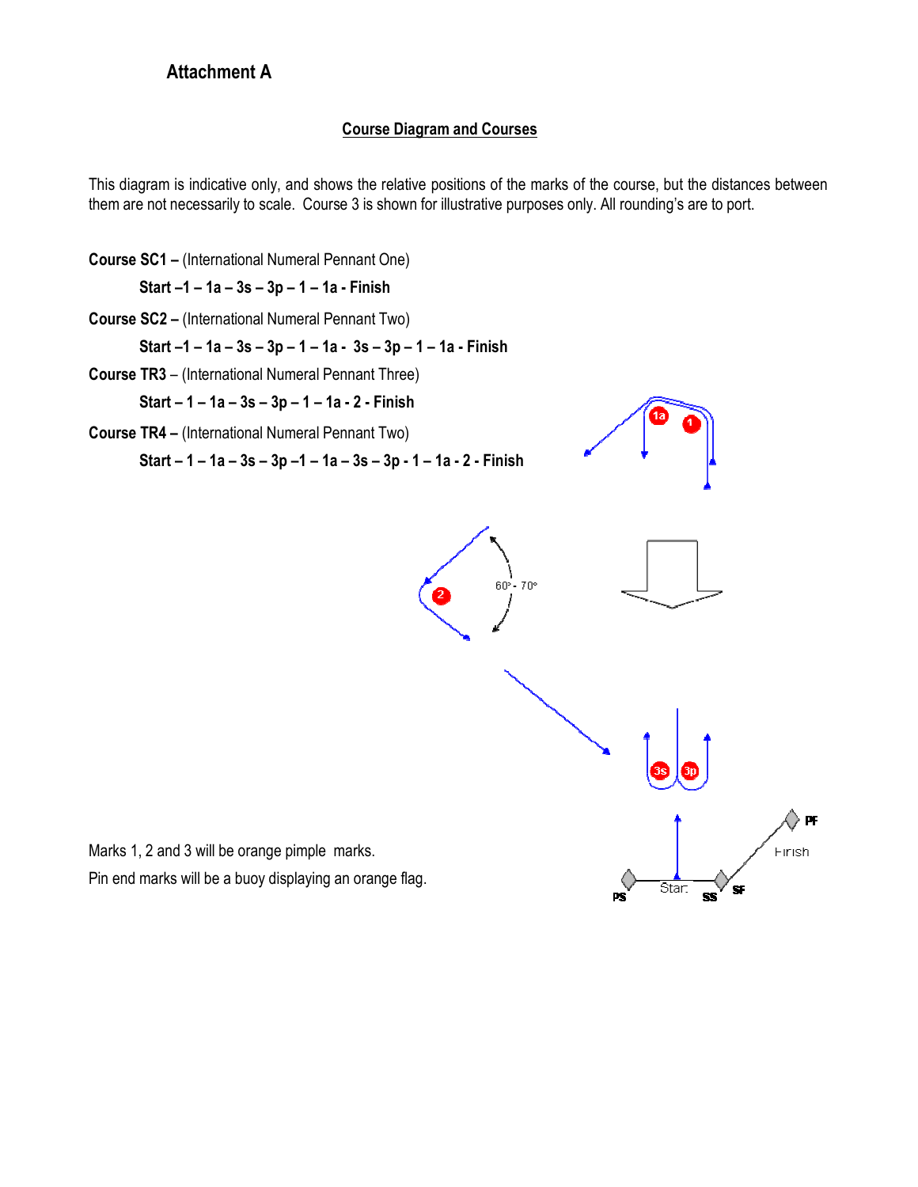## Attachment A

### Course Diagram and Courses

This diagram is indicative only, and shows the relative positions of the marks of the course, but the distances between them are not necessarily to scale. Course 3 is shown for illustrative purposes only. All rounding's are to port.

**Course SC1 –** (International Numeral Pennant One)

**Start –1 – 1a – 3s – 3p – 1 – 1a - Finish**

**Course SC2 –** (International Numeral Pennant Two)

**Start –1 – 1a – 3s – 3p – 1 – 1a - 3s – 3p – 1 – 1a - Finish**

**Course TR3** – (International Numeral Pennant Three)

**Start – 1 – 1a – 3s – 3p – 1 – 1a - 2 - Finish**

**Course TR4 –** (International Numeral Pennant Two)

**Start – 1 – 1a – 3s – 3p –1 – 1a – 3s – 3p - 1 – 1a - 2 - Finish**

1a
1
2
60° - 70°
3s
3p
PF
Finish
PS
Start
SS
SF

Marks 1, 2 and 3 will be orange pimple marks.

Pin end marks will be a buoy displaying an orange flag.